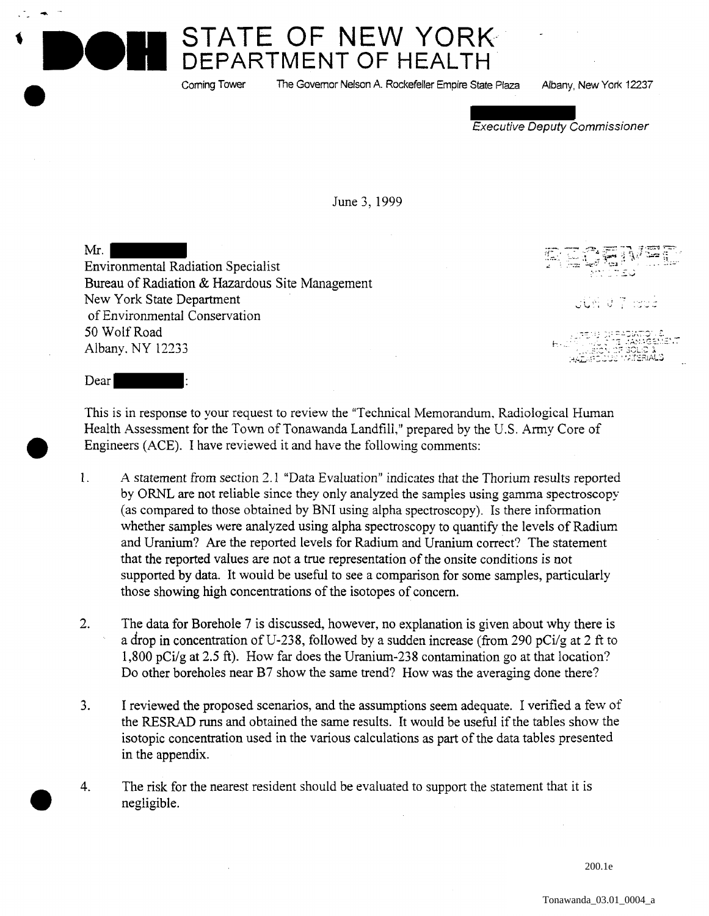# STATE OF NEW YORK
## DEPARTMENT OF HEALTH

Corning Tower   The Governor Nelson A. Rockefeller Empire State Plaza   Albany, New York 12237

*Executive Deputy Commissioner*

June 3, 1999

Mr.
Environmental Radiation Specialist
Bureau of Radiation & Hazardous Site Management
New York State Department
of Environmental Conservation
50 Wolf Road
Albany, NY 12233

Dear :

This is in response to your request to review the "Technical Memorandum, Radiological Human Health Assessment for the Town of Tonawanda Landfill," prepared by the U.S. Army Core of Engineers (ACE). I have reviewed it and have the following comments:

1. A statement from section 2.1 "Data Evaluation" indicates that the Thorium results reported by ORNL are not reliable since they only analyzed the samples using gamma spectroscopy (as compared to those obtained by BNI using alpha spectroscopy). Is there information whether samples were analyzed using alpha spectroscopy to quantify the levels of Radium and Uranium? Are the reported levels for Radium and Uranium correct? The statement that the reported values are not a true representation of the onsite conditions is not supported by data. It would be useful to see a comparison for some samples, particularly those showing high concentrations of the isotopes of concern.

2. The data for Borehole 7 is discussed, however, no explanation is given about why there is a drop in concentration of U-238, followed by a sudden increase (from 290 pCi/g at 2 ft to 1,800 pCi/g at 2.5 ft). How far does the Uranium-238 contamination go at that location? Do other boreholes near B7 show the same trend? How was the averaging done there?

3. I reviewed the proposed scenarios, and the assumptions seem adequate. I verified a few of the RESRAD runs and obtained the same results. It would be useful if the tables show the isotopic concentration used in the various calculations as part of the data tables presented in the appendix.

4. The risk for the nearest resident should be evaluated to support the statement that it is negligible.

200.1e

Tonawanda_03.01_0004_a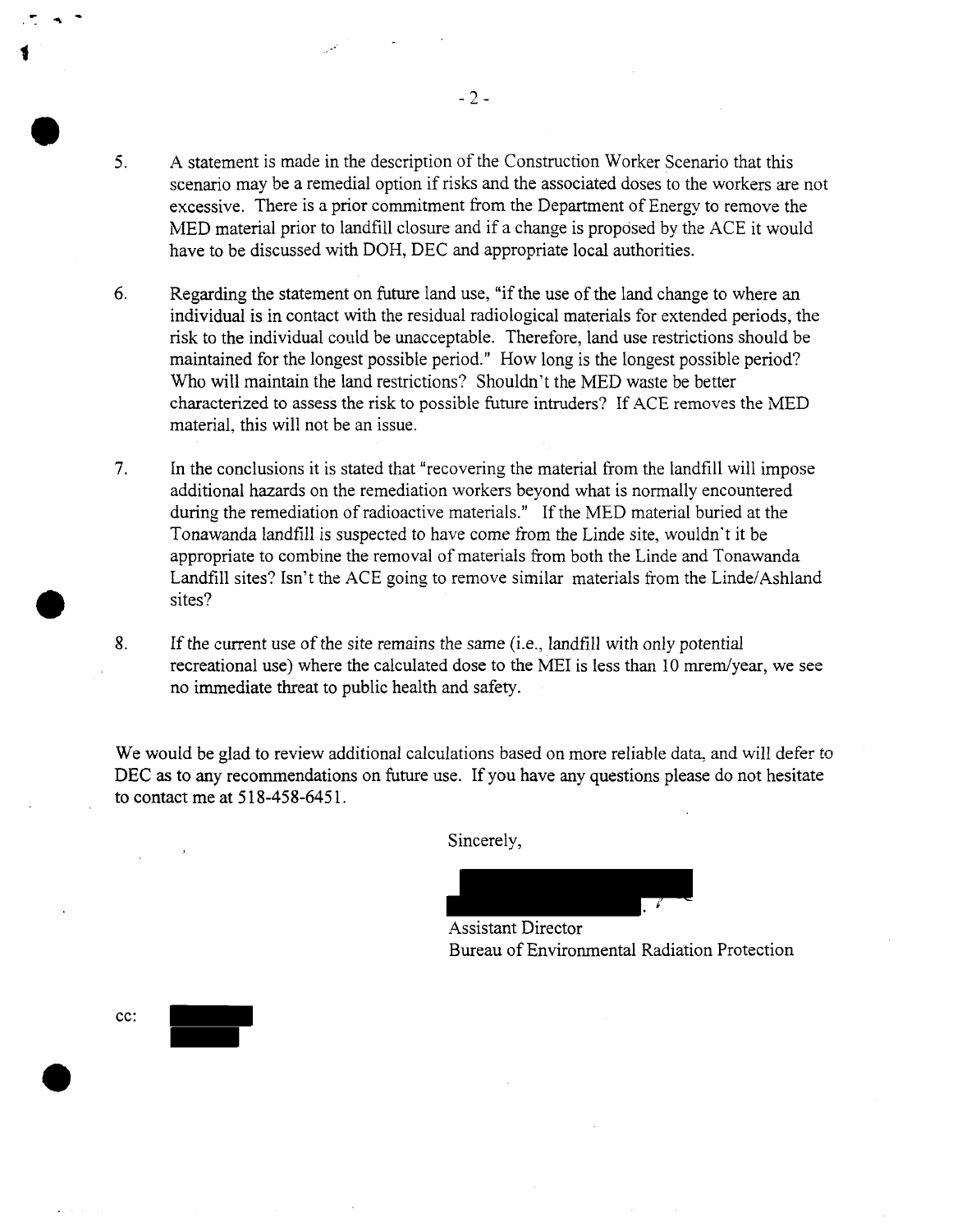5. A statement is made in the description of the Construction Worker Scenario that this scenario may be a remedial option if risks and the associated doses to the workers are not excessive. There is a prior commitment from the Department of Energy to remove the MED material prior to landfill closure and if a change is proposed by the ACE it would have to be discussed with DOH, DEC and appropriate local authorities.

6. Regarding the statement on future land use, "if the use of the land change to where an individual is in contact with the residual radiological materials for extended periods, the risk to the individual could be unacceptable. Therefore, land use restrictions should be maintained for the longest possible period." How long is the longest possible period? Who will maintain the land restrictions? Shouldn't the MED waste be better characterized to assess the risk to possible future intruders? If ACE removes the MED material, this will not be an issue.

7. In the conclusions it is stated that "recovering the material from the landfill will impose additional hazards on the remediation workers beyond what is normally encountered during the remediation of radioactive materials." If the MED material buried at the Tonawanda landfill is suspected to have come from the Linde site, wouldn't it be appropriate to combine the removal of materials from both the Linde and Tonawanda Landfill sites? Isn't the ACE going to remove similar materials from the Linde/Ashland sites?

8. If the current use of the site remains the same (i.e., landfill with only potential recreational use) where the calculated dose to the MEI is less than 10 mrem/year, we see no immediate threat to public health and safety.

We would be glad to review additional calculations based on more reliable data, and will defer to DEC as to any recommendations on future use. If you have any questions please do not hesitate to contact me at 518-458-6451.

Sincerely,

Assistant Director
Bureau of Environmental Radiation Protection

cc: